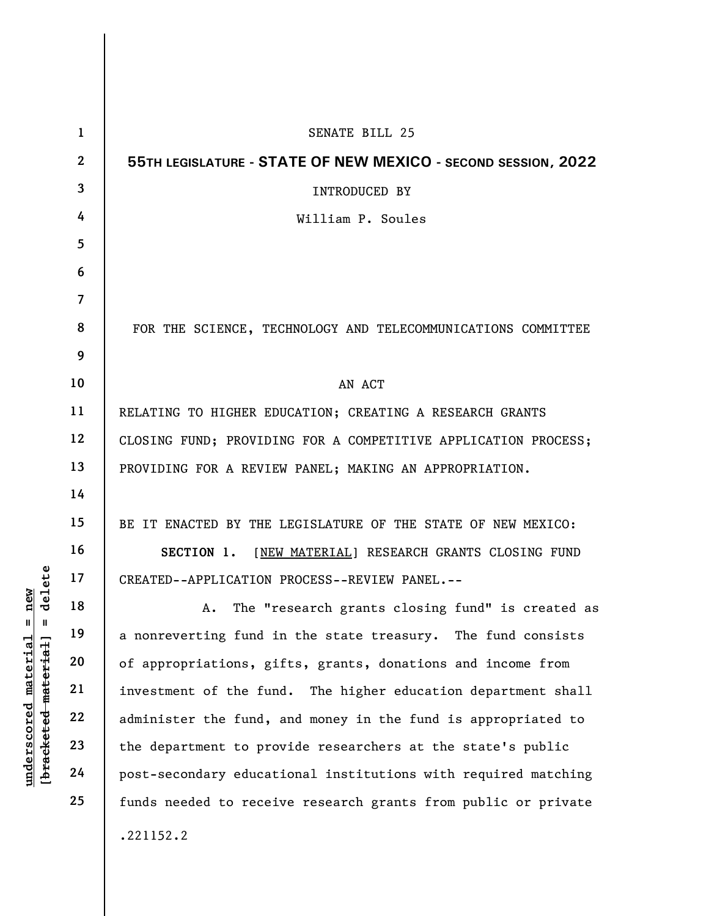SENATE BILL 25

**55TH LEGISLATURE - STATE OF NEW MEXICO - SECOND SESSION, 2022**

INTRODUCED BY

William P. Soules

FOR THE SCIENCE, TECHNOLOGY AND TELECOMMUNICATIONS COMMITTEE

AN ACT

RELATING TO HIGHER EDUCATION; CREATING A RESEARCH GRANTS CLOSING FUND; PROVIDING FOR A COMPETITIVE APPLICATION PROCESS; PROVIDING FOR A REVIEW PANEL; MAKING AN APPROPRIATION.

BE IT ENACTED BY THE LEGISLATURE OF THE STATE OF NEW MEXICO:

**SECTION 1.** [NEW MATERIAL] RESEARCH GRANTS CLOSING FUND CREATED--APPLICATION PROCESS--REVIEW PANEL.--

A. The "research grants closing fund" is created as a nonreverting fund in the state treasury. The fund consists of appropriations, gifts, grants, donations and income from investment of the fund. The higher education department shall administer the fund, and money in the fund is appropriated to the department to provide researchers at the state's public post-secondary educational institutions with required matching funds needed to receive research grants from public or private

.221152.2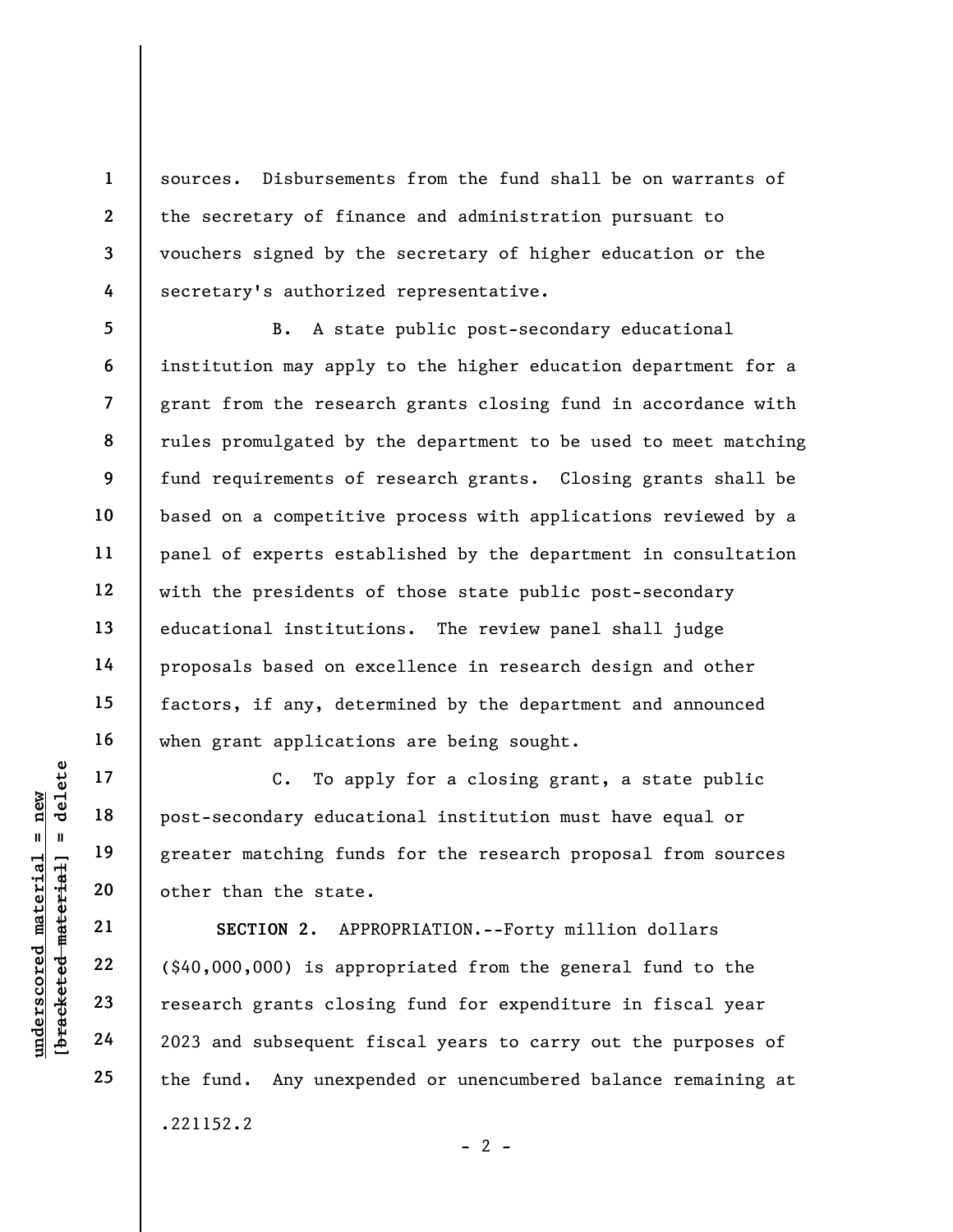sources. Disbursements from the fund shall be on warrants of the secretary of finance and administration pursuant to vouchers signed by the secretary of higher education or the secretary's authorized representative.

B. A state public post-secondary educational institution may apply to the higher education department for a grant from the research grants closing fund in accordance with rules promulgated by the department to be used to meet matching fund requirements of research grants. Closing grants shall be based on a competitive process with applications reviewed by a panel of experts established by the department in consultation with the presidents of those state public post-secondary educational institutions. The review panel shall judge proposals based on excellence in research design and other factors, if any, determined by the department and announced when grant applications are being sought.

C. To apply for a closing grant, a state public post-secondary educational institution must have equal or greater matching funds for the research proposal from sources other than the state.

**SECTION 2.** APPROPRIATION.--Forty million dollars ($40,000,000) is appropriated from the general fund to the research grants closing fund for expenditure in fiscal year 2023 and subsequent fiscal years to carry out the purposes of the fund. Any unexpended or unencumbered balance remaining at

.221152.2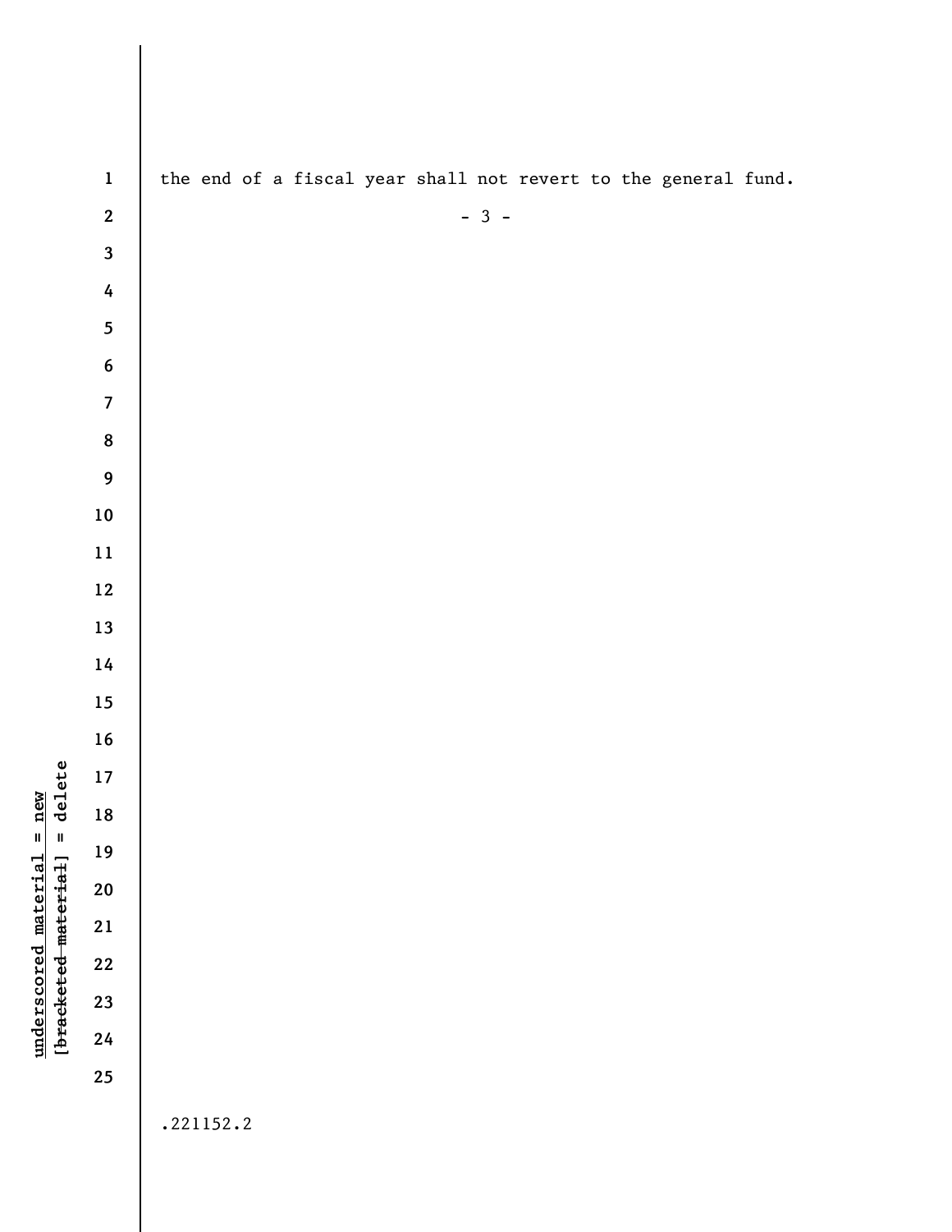the end of a fiscal year shall not revert to the general fund.